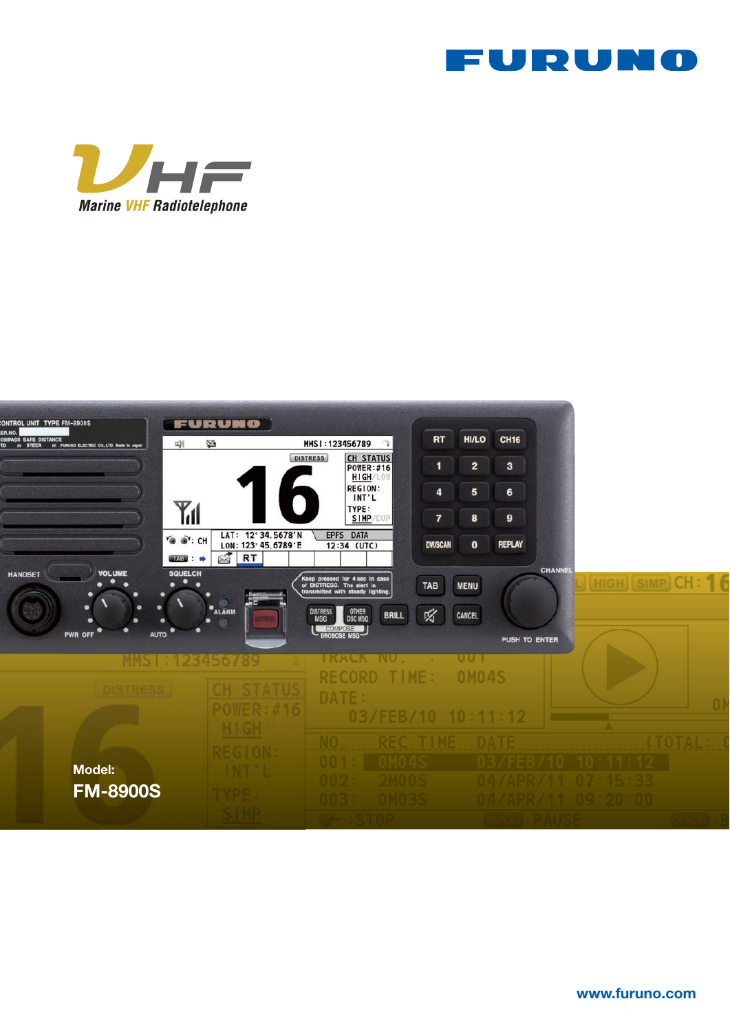# FURUNO

## VHF

### Marine VHF Radiotelephone

Model:

**FM-8900S**

www.furuno.com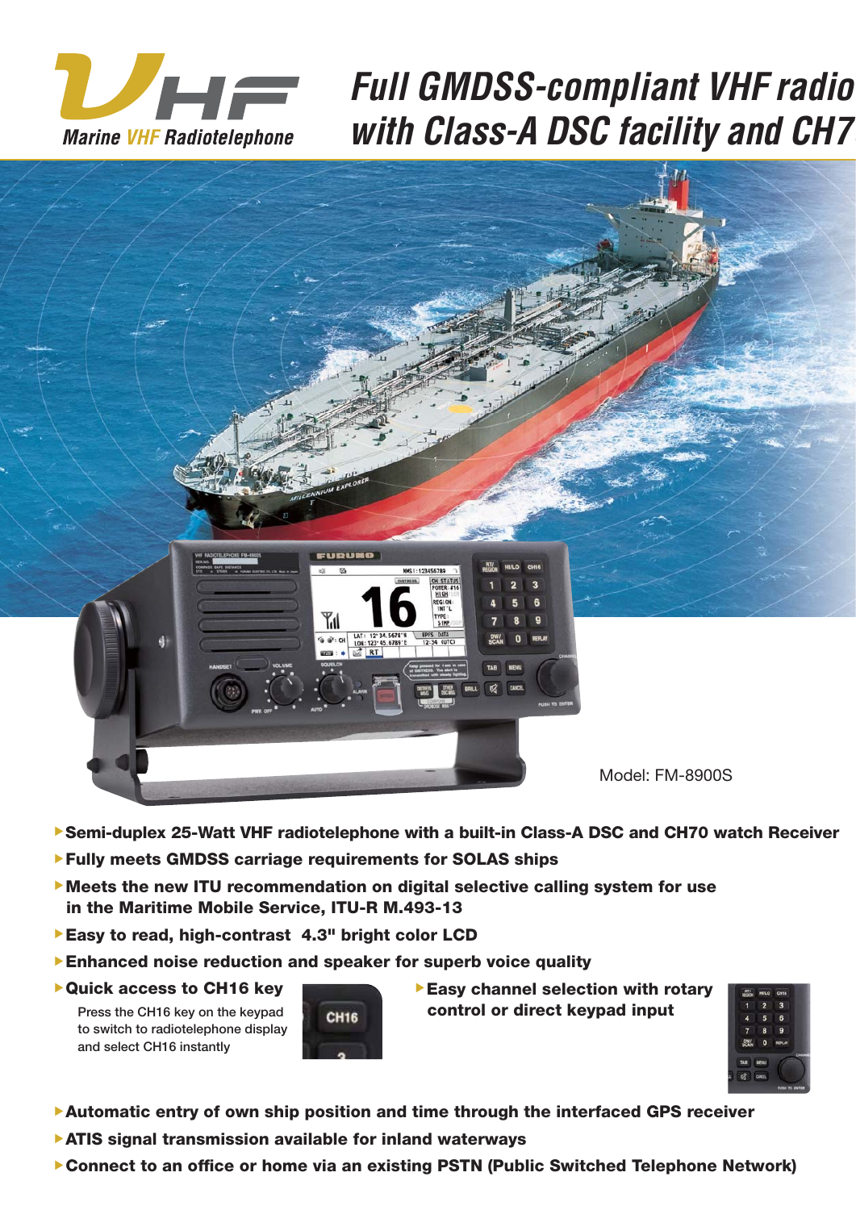VHF

Marine VHF Radiotelephone

# Full GMDSS-compliant VHF radio with Class-A DSC facility and CH7

Model: FM-8900S

- **Semi-duplex 25-Watt VHF radiotelephone with a built-in Class-A DSC and CH70 watch Receiver**
- **Fully meets GMDSS carriage requirements for SOLAS ships**
- **Meets the new ITU recommendation on digital selective calling system for use in the Maritime Mobile Service, ITU-R M.493-13**
- **Easy to read, high-contrast 4.3" bright color LCD**
- **Enhanced noise reduction and speaker for superb voice quality**
- **Quick access to CH16 key**
  Press the CH16 key on the keypad to switch to radiotelephone display and select CH16 instantly
- **Easy channel selection with rotary control or direct keypad input**
- **Automatic entry of own ship position and time through the interfaced GPS receiver**
- **ATIS signal transmission available for inland waterways**
- **Connect to an office or home via an existing PSTN (Public Switched Telephone Network)**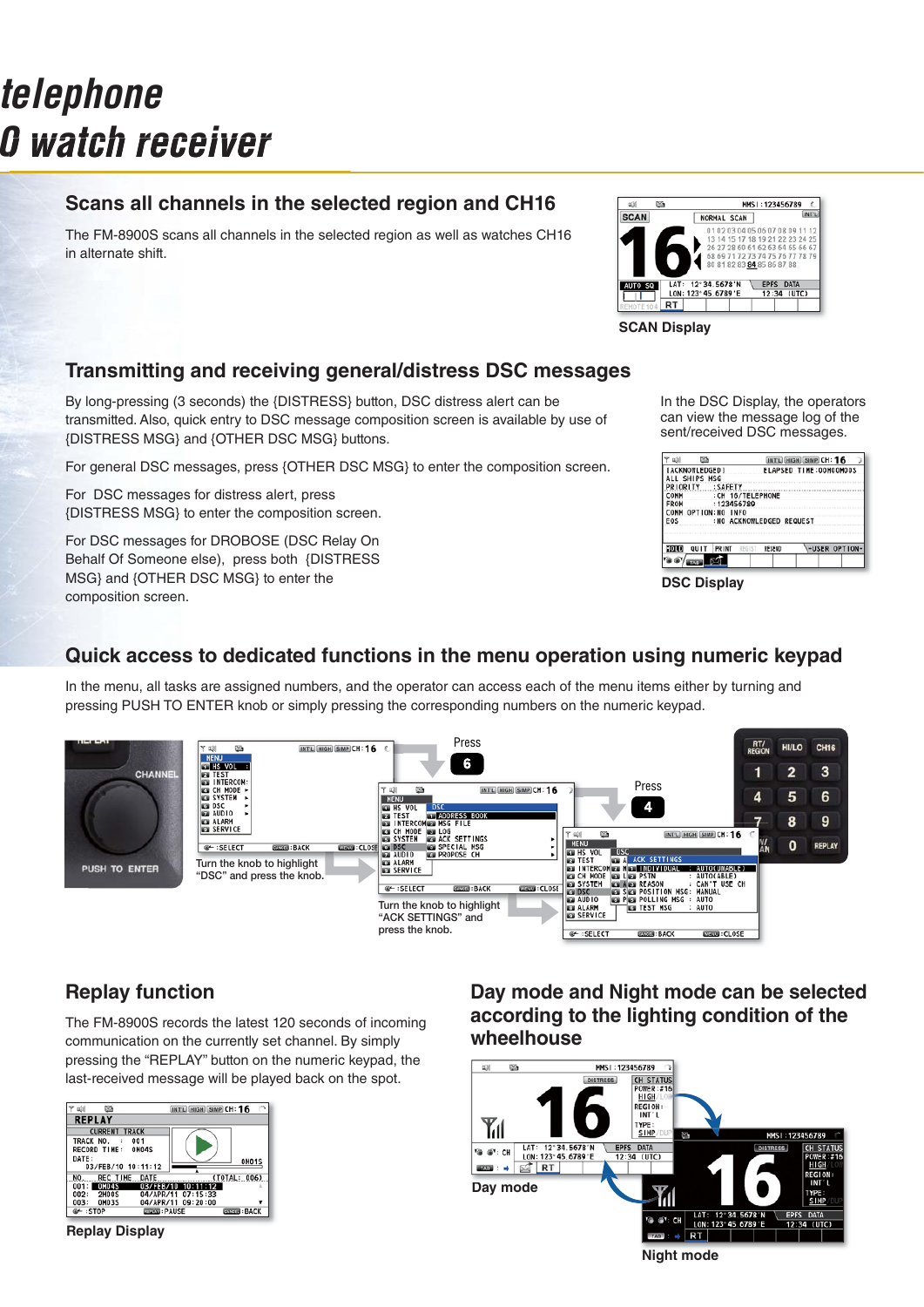# telephone
# 0 watch receiver

## Scans all channels in the selected region and CH16

The FM-8900S scans all channels in the selected region as well as watches CH16 in alternate shift.

SCAN Display

## Transmitting and receiving general/distress DSC messages

By long-pressing (3 seconds) the {DISTRESS} button, DSC distress alert can be transmitted. Also, quick entry to DSC message composition screen is available by use of {DISTRESS MSG} and {OTHER DSC MSG} buttons.

For general DSC messages, press {OTHER DSC MSG} to enter the composition screen.

For DSC messages for distress alert, press {DISTRESS MSG} to enter the composition screen.

For DSC messages for DROBOSE (DSC Relay On Behalf Of Someone else), press both {DISTRESS MSG} and {OTHER DSC MSG} to enter the composition screen.

In the DSC Display, the operators can view the message log of the sent/received DSC messages.

DSC Display

## Quick access to dedicated functions in the menu operation using numeric keypad

In the menu, all tasks are assigned numbers, and the operator can access each of the menu items either by turning and pressing PUSH TO ENTER knob or simply pressing the corresponding numbers on the numeric keypad.

Turn the knob to highlight "DSC" and press the knob.

Press 6

Turn the knob to highlight "ACK SETTINGS" and press the knob.

Press 4

## Replay function

The FM-8900S records the latest 120 seconds of incoming communication on the currently set channel. By simply pressing the "REPLAY" button on the numeric keypad, the last-received message will be played back on the spot.

Replay Display

## Day mode and Night mode can be selected according to the lighting condition of the wheelhouse

Day mode

Night mode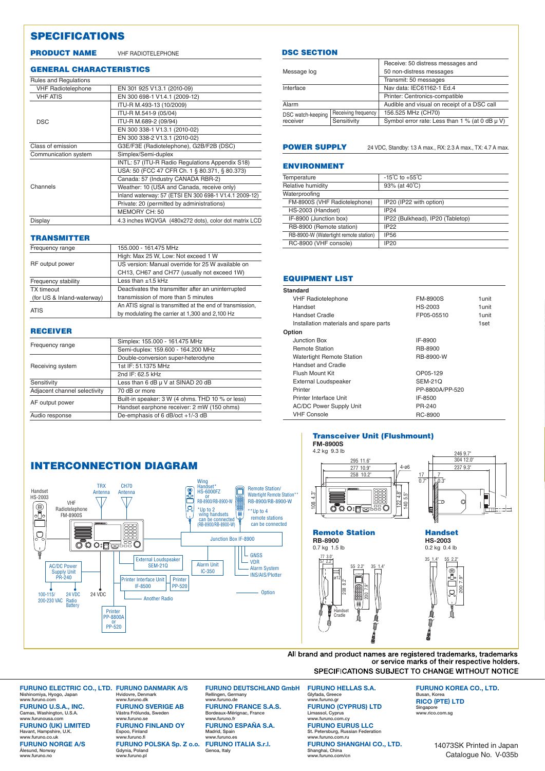# SPECIFICATIONS

**PRODUCT NAME** VHF RADIOTELEPHONE

## GENERAL CHARACTERISTICS

| | |
|---|---|
| Rules and Regulations | |
| VHF Radiotelephone | EN 301 925 V1.3.1 (2010-09) |
| VHF ATIS | EN 300 698-1 V1.4.1 (2009-12) |
| DSC | ITU-R M.493-13 (10/2009) |
| | ITU-R M.541-9 (05/04) |
| | ITU-R M.689-2 (09/94) |
| | EN 300 338-1 V1.3.1 (2010-02) |
| | EN 300 338-2 V1.3.1 (2010-02) |
| Class of emission | G3E/F3E (Radiotelephone), G2B/F2B (DSC) |
| Communication system | Simplex/Semi-duplex |
| Channels | INTL: 57 (ITU-R Radio Regulations Appendix S18) |
| | USA: 50 (FCC 47 CFR Ch. 1 § 80.371, § 80.373) |
| | Canada: 57 (Industry CANADA RBR-2) |
| | Weather: 10 (USA and Canada, receive only) |
| | Inland waterway: 57 (ETSI EN 300 698-1 V1.4.1 2009-12) |
| | Private: 20 (permitted by administrations) |
| | MEMORY CH: 50 |
| Display | 4.3 inches WQVGA (480x272 dots), color dot matrix LCD |

## TRANSMITTER

| | |
|---|---|
| Frequency range | 155.000 - 161.475 MHz |
| RF output power | High: Max 25 W, Low: Not exceed 1 W |
| | US version: Manual override for 25 W available on CH13, CH67 and CH77 (usually not exceed 1W) |
| Frequency stability | Less than ±1.5 kHz |
| TX timeout (for US & Inland-waterway) | Deactivates the transmitter after an uninterrupted transmission of more than 5 minutes |
| ATIS | An ATIS signal is transmitted at the end of transmission, by modulating the carrier at 1,300 and 2,100 Hz |

## RECEIVER

| | |
|---|---|
| Frequency range | Simplex: 155.000 - 161.475 MHz |
| | Semi-duplex: 159.600 - 164.200 MHz |
| Receiving system | Double-conversion super-heterodyne |
| | 1st IF: 51.1375 MHz |
| | 2nd IF: 62.5 kHz |
| Sensitivity | Less than 6 dB μ V at SINAD 20 dB |
| Adjacent channel selectivity | 70 dB or more |
| AF output power | Built-in speaker: 3 W (4 ohms. THD 10 % or less) |
| | Handset earphone receiver: 2 mW (150 ohms) |
| Audio response | De-emphasis of 6 dB/oct +1/-3 dB |

## DSC SECTION

| | | |
|---|---|---|
| Message log | | Receive: 50 distress messages and 50 non-distress messages |
| | | Transmit: 50 messages |
| Interface | | Nav data: IEC61162-1 Ed.4 |
| | | Printer: Centronics-compatible |
| Alarm | | Audible and visual on receipt of a DSC call |
| DSC watch-keeping receiver | Receiving frequency | 156.525 MHz (CH70) |
| | Sensitivity | Symbol error rate: Less than 1 % (at 0 dB μ V) |

## POWER SUPPLY

24 VDC, Standby: 1.3 A max., RX: 2.3 A max., TX: 4.7 A max.

## ENVIRONMENT

| | |
|---|---|
| Temperature | -15°C to +55°C |
| Relative humidity | 93% (at 40°C) |
| Waterproofing | |
| FM-8900S (VHF Radiotelephone) | IP20 (IP22 with option) |
| HS-2003 (Handset) | IP24 |
| IF-8900 (Junction box) | IP22 (Bulkhead), IP20 (Tabletop) |
| RB-8900 (Remote station) | IP22 |
| RB-8900-W (Watertight remote station) | IP56 |
| RC-8900 (VHF console) | IP20 |

## EQUIPMENT LIST

| | | |
|---|---|---|
| **Standard** | | |
| VHF Radiotelephone | FM-8900S | 1unit |
| Handset | HS-2003 | 1unit |
| Handset Cradle | FP05-05510 | 1unit |
| Installation materials and spare parts | | 1set |
| **Option** | | |
| Junction Box | IF-8900 | |
| Remote Station | RB-8900 | |
| Watertight Remote Station | RB-8900-W | |
| Handset and Cradle | | |
| Flush Mount Kit | OP05-129 | |
| External Loudspeaker | SEM-21Q | |
| Printer | PP-8800A/PP-520 | |
| Printer Interface Unit | IF-8500 | |
| AC/DC Power Supply Unit | PR-240 | |
| VHF Console | RC-8900 | |

## INTERCONNECTION DIAGRAM

Handset HS-2003
VHF Radiotelephone FM-8900S
TRX Antenna
CH70 Antenna
Wing Handset* HS-6000FZ or RB-8900/RB-8900-W
*Up to 2 wing handsets can be connected (RB-8900/RB-8900-W)
Remote Station/ Watertight Remote Station** RB-8900/RB-8900-W
**Up to 4 remote stations can be connected
Junction Box IF-8900
GNSS
VDR
Alarm System
INS/AIS/Plotter
External Loudspeaker SEM-21Q
Alarm Unit IC-350
AC/DC Power Supply Unit PR-240
Printer Interface Unit IF-8500
Printer PP-520
Another Radio
Option
100-115/ 200-230 VAC
24 VDC Radio Battery
24 VDC
Printer PP-8800A or PP-520

### Transceiver Unit (Flushmount)

**FM-8900S**
4.2 kg 9.3 lb

### Remote Station

**RB-8900**
0.7 kg 1.5 lb

### Handset

**HS-2003**
0.2 kg 0.4 lb

All brand and product names are registered trademarks, trademarks or service marks of their respective holders.

SPECIFICATIONS SUBJECT TO CHANGE WITHOUT NOTICE

**FURUNO ELECTRIC CO., LTD.** Nishinomiya, Hyogo, Japan www.furuno.com
**FURUNO U.S.A., INC.** Camas, Washington, U.S.A. www.furunousa.com
**FURUNO (UK) LIMITED** Havant, Hampshire, U.K. www.furuno.co.uk
**FURUNO NORGE A/S** Ålesund, Norway www.furuno.no
**FURUNO DANMARK A/S** Hvidovre, Denmark www.furuno.dk
**FURUNO SVERIGE AB** Västra Frölunda, Sweden www.furuno.se
**FURUNO FINLAND OY** Espoo, Finland www.furuno.fi
**FURUNO POLSKA Sp. Z o.o.** Gdynia, Poland www.furuno.pl
**FURUNO DEUTSCHLAND GmbH** Rellingen, Germany www.furuno.de
**FURUNO FRANCE S.A.S.** Bordeaux-Mérignac, France www.furuno.fr
**FURUNO ESPAÑA S.A.** Madrid, Spain www.furuno.es
**FURUNO ITALIA S.r.l.** Genoa, Italy
**FURUNO HELLAS S.A.** Glyfada, Greece www.furuno.gr
**FURUNO (CYPRUS) LTD** Limassol, Cyprus www.furuno.com.cy
**FURUNO EURUS LLC** St. Petersburg, Russian Federation www.furuno.com.ru
**FURUNO SHANGHAI CO., LTD.** Shanghai, China www.furuno.com/cn
**FURUNO KOREA CO., LTD.** Busan, Korea
**RICO (PTE) LTD** Singapore www.rico.com.sg

14073SK Printed in Japan
Catalogue No. V-035b